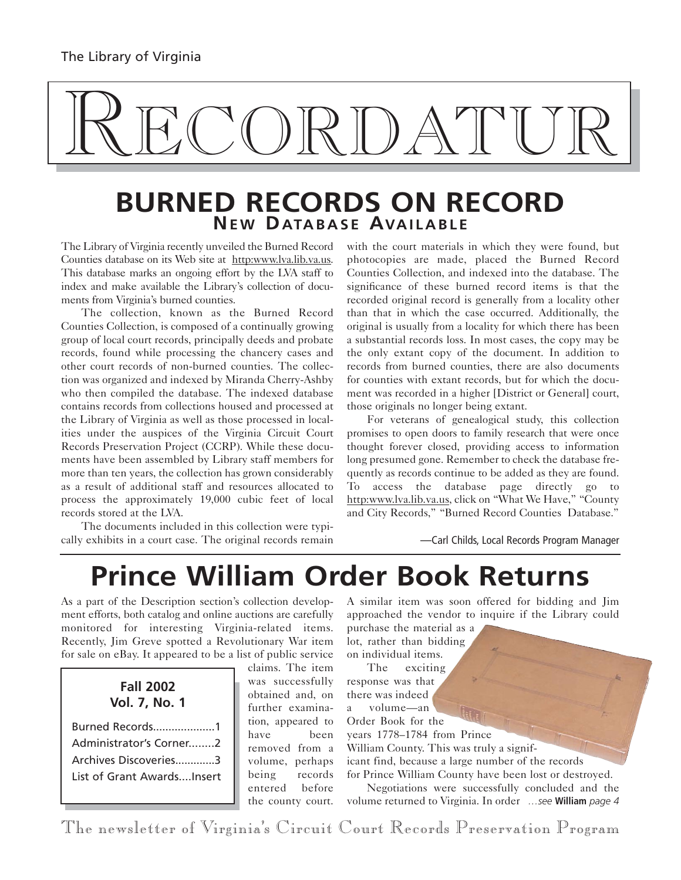The Library of Virginia

# RECORDATUR

## BURNED RECORDS ON RECORD
### NEW DATABASE AVAILABLE

The Library of Virginia recently unveiled the Burned Record Counties database on its Web site at http:www.lva.lib.va.us. This database marks an ongoing effort by the LVA staff to index and make available the Library's collection of documents from Virginia's burned counties.

The collection, known as the Burned Record Counties Collection, is composed of a continually growing group of local court records, principally deeds and probate records, found while processing the chancery cases and other court records of non-burned counties. The collection was organized and indexed by Miranda Cherry-Ashby who then compiled the database. The indexed database contains records from collections housed and processed at the Library of Virginia as well as those processed in localities under the auspices of the Virginia Circuit Court Records Preservation Project (CCRP). While these documents have been assembled by Library staff members for more than ten years, the collection has grown considerably as a result of additional staff and resources allocated to process the approximately 19,000 cubic feet of local records stored at the LVA.

The documents included in this collection were typically exhibits in a court case. The original records remain with the court materials in which they were found, but photocopies are made, placed the Burned Record Counties Collection, and indexed into the database. The significance of these burned record items is that the recorded original record is generally from a locality other than that in which the case occurred. Additionally, the original is usually from a locality for which there has been a substantial records loss. In most cases, the copy may be the only extant copy of the document. In addition to records from burned counties, there are also documents for counties with extant records, but for which the document was recorded in a higher [District or General] court, those originals no longer being extant.

For veterans of genealogical study, this collection promises to open doors to family research that were once thought forever closed, providing access to information long presumed gone. Remember to check the database frequently as records continue to be added as they are found. To access the database page directly go to http:www.lva.lib.va.us, click on "What We Have," "County and City Records," "Burned Record Counties Database."

—Carl Childs, Local Records Program Manager

# Prince William Order Book Returns

As a part of the Description section's collection development efforts, both catalog and online auctions are carefully monitored for interesting Virginia-related items. Recently, Jim Greve spotted a Revolutionary War item for sale on eBay. It appeared to be a list of public service claims. The item was successfully obtained and, on further examination, appeared to have been removed from a volume, perhaps being records entered before the county court. A similar item was soon offered for bidding and Jim approached the vendor to inquire if the Library could purchase the material as a lot, rather than bidding on individual items.

The exciting response was that there was indeed a volume—an Order Book for the years 1778–1784 from Prince William County. This was truly a significant find, because a large number of the records for Prince William County have been lost or destroyed.

Negotiations were successfully concluded and the volume returned to Virginia. In order *...see* **William** *page 4*

**Fall 2002**
**Vol. 7, No. 1**

- Burned Records....................1
- Administrator's Corner........2
- Archives Discoveries.............3
- List of Grant Awards....Insert

The newsletter of Virginia's Circuit Court Records Preservation Program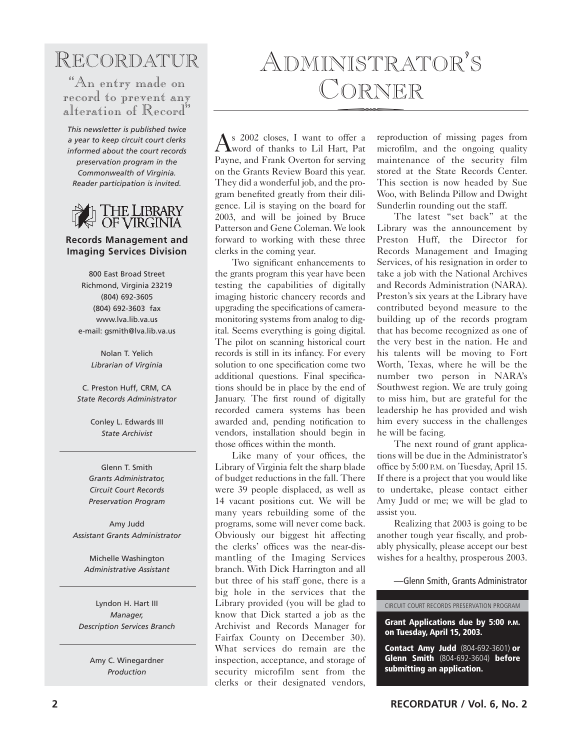# Recordatur

"An entry made on record to prevent any alteration of Record"

*This newsletter is published twice a year to keep circuit court clerks informed about the court records preservation program in the Commonwealth of Virginia. Reader participation is invited.*

The Library of Virginia

**Records Management and Imaging Services Division**

800 East Broad Street
Richmond, Virginia 23219
(804) 692-3605
(804) 692-3603 fax
www.lva.lib.va.us
e-mail: gsmith@lva.lib.va.us

Nolan T. Yelich
*Librarian of Virginia*

C. Preston Huff, CRM, CA
*State Records Administrator*

Conley L. Edwards III
*State Archivist*

---

Glenn T. Smith
*Grants Administrator, Circuit Court Records Preservation Program*

Amy Judd
*Assistant Grants Administrator*

Michelle Washington
*Administrative Assistant*

---

Lyndon H. Hart III
*Manager, Description Services Branch*

---

Amy C. Winegardner
*Production*

# Administrator's Corner

As 2002 closes, I want to offer a word of thanks to Lil Hart, Pat Payne, and Frank Overton for serving on the Grants Review Board this year. They did a wonderful job, and the program benefited greatly from their diligence. Lil is staying on the board for 2003, and will be joined by Bruce Patterson and Gene Coleman. We look forward to working with these three clerks in the coming year.

Two significant enhancements to the grants program this year have been testing the capabilities of digitally imaging historic chancery records and upgrading the specifications of camera-monitoring systems from analog to digital. Seems everything is going digital. The pilot on scanning historical court records is still in its infancy. For every solution to one specification come two additional questions. Final specifications should be in place by the end of January. The first round of digitally recorded camera systems has been awarded and, pending notification to vendors, installation should begin in those offices within the month.

Like many of your offices, the Library of Virginia felt the sharp blade of budget reductions in the fall. There were 39 people displaced, as well as 14 vacant positions cut. We will be many years rebuilding some of the programs, some will never come back. Obviously our biggest hit affecting the clerks' offices was the near-dismantling of the Imaging Services branch. With Dick Harrington and all but three of his staff gone, there is a big hole in the services that the Library provided (you will be glad to know that Dick started a job as the Archivist and Records Manager for Fairfax County on December 30). What services do remain are the inspection, acceptance, and storage of security microfilm sent from the clerks or their designated vendors, reproduction of missing pages from microfilm, and the ongoing quality maintenance of the security film stored at the State Records Center. This section is now headed by Sue Woo, with Belinda Pillow and Dwight Sunderlin rounding out the staff.

The latest "set back" at the Library was the announcement by Preston Huff, the Director for Records Management and Imaging Services, of his resignation in order to take a job with the National Archives and Records Administration (NARA). Preston's six years at the Library have contributed beyond measure to the building up of the records program that has become recognized as one of the very best in the nation. He and his talents will be moving to Fort Worth, Texas, where he will be the number two person in NARA's Southwest region. We are truly going to miss him, but are grateful for the leadership he has provided and wish him every success in the challenges he will be facing.

The next round of grant applications will be due in the Administrator's office by 5:00 P.M. on Tuesday, April 15. If there is a project that you would like to undertake, please contact either Amy Judd or me; we will be glad to assist you.

Realizing that 2003 is going to be another tough year fiscally, and probably physically, please accept our best wishes for a healthy, prosperous 2003.

—Glenn Smith, Grants Administrator

CIRCUIT COURT RECORDS PRESERVATION PROGRAM

**Grant Applications due by 5:00 P.M. on Tuesday, April 15, 2003.**

**Contact Amy Judd** (804-692-3601) **or Glenn Smith** (804-692-3604) **before submitting an application.**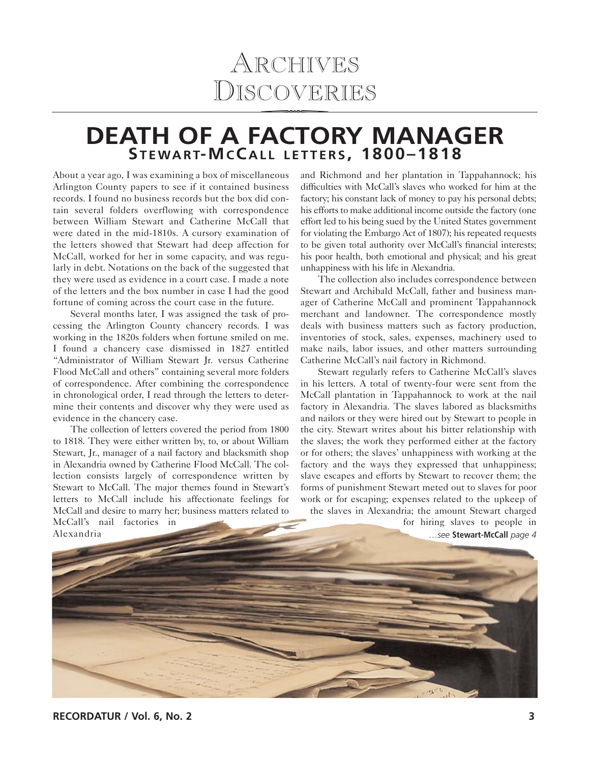# Archives Discoveries

## DEATH OF A FACTORY MANAGER

### Stewart-McCall letters, 1800–1818

About a year ago, I was examining a box of miscellaneous Arlington County papers to see if it contained business records. I found no business records but the box did contain several folders overflowing with correspondence between William Stewart and Catherine McCall that were dated in the mid-1810s. A cursory examination of the letters showed that Stewart had deep affection for McCall, worked for her in some capacity, and was regularly in debt. Notations on the back of the suggested that they were used as evidence in a court case. I made a note of the letters and the box number in case I had the good fortune of coming across the court case in the future.

Several months later, I was assigned the task of processing the Arlington County chancery records. I was working in the 1820s folders when fortune smiled on me. I found a chancery case dismissed in 1827 entitled "Administrator of William Stewart Jr. versus Catherine Flood McCall and others" containing several more folders of correspondence. After combining the correspondence in chronological order, I read through the letters to determine their contents and discover why they were used as evidence in the chancery case.

The collection of letters covered the period from 1800 to 1818. They were either written by, to, or about William Stewart, Jr., manager of a nail factory and blacksmith shop in Alexandria owned by Catherine Flood McCall. The collection consists largely of correspondence written by Stewart to McCall. The major themes found in Stewart's letters to McCall include his affectionate feelings for McCall and desire to marry her; business matters related to McCall's nail factories in Alexandria and Richmond and her plantation in Tappahannock; his difficulties with McCall's slaves who worked for him at the factory; his constant lack of money to pay his personal debts; his efforts to make additional income outside the factory (one effort led to his being sued by the United States government for violating the Embargo Act of 1807); his repeated requests to be given total authority over McCall's financial interests; his poor health, both emotional and physical; and his great unhappiness with his life in Alexandria.

The collection also includes correspondence between Stewart and Archibald McCall, father and business manager of Catherine McCall and prominent Tappahannock merchant and landowner. The correspondence mostly deals with business matters such as factory production, inventories of stock, sales, expenses, machinery used to make nails, labor issues, and other matters surrounding Catherine McCall's nail factory in Richmond.

Stewart regularly refers to Catherine McCall's slaves in his letters. A total of twenty-four were sent from the McCall plantation in Tappahannock to work at the nail factory in Alexandria. The slaves labored as blacksmiths and nailors or they were hired out by Stewart to people in the city. Stewart writes about his bitter relationship with the slaves; the work they performed either at the factory or for others; the slaves' unhappiness with working at the factory and the ways they expressed that unhappiness; slave escapes and efforts by Stewart to recover them; the forms of punishment Stewart meted out to slaves for poor work or for escaping; expenses related to the upkeep of the slaves in Alexandria; the amount Stewart charged for hiring slaves to people in

*…see* **Stewart-McCall** *page 4*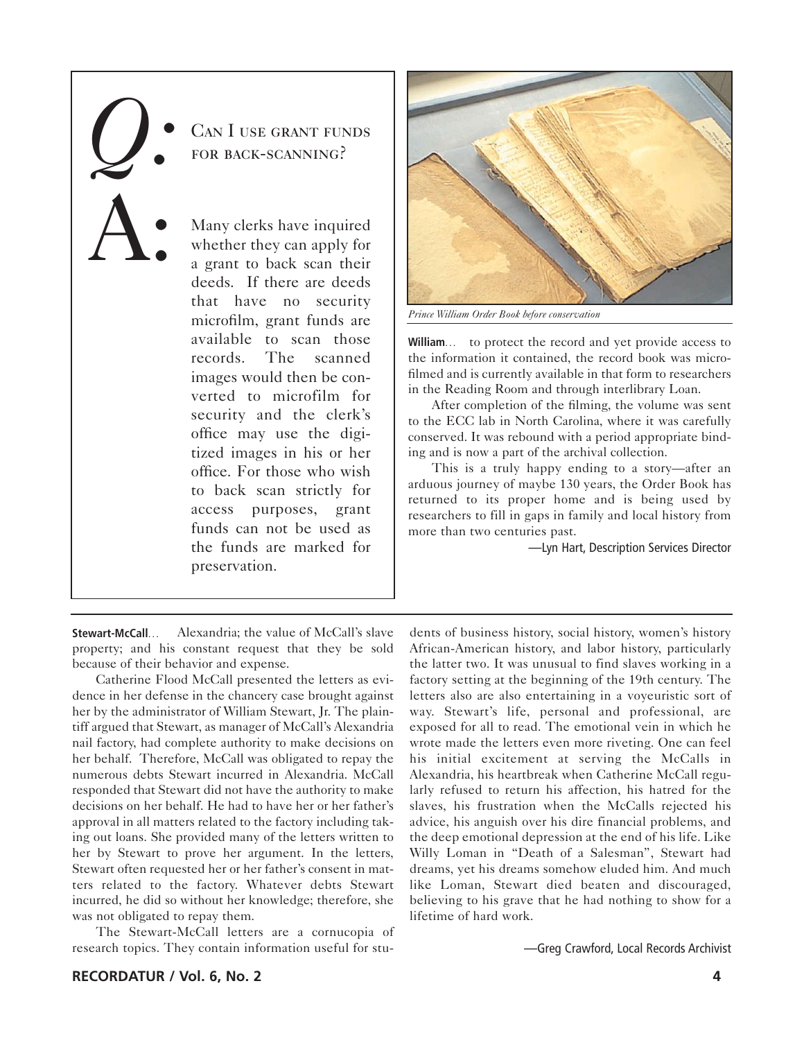## Q: Can I use grant funds for back-scanning?

**A:** Many clerks have inquired whether they can apply for a grant to back scan their deeds. If there are deeds that have no security microfilm, grant funds are available to scan those records. The scanned images would then be converted to microfilm for security and the clerk's office may use the digitized images in his or her office. For those who wish to back scan strictly for access purposes, grant funds can not be used as the funds are marked for preservation.

*Prince William Order Book before conservation*

**William**... to protect the record and yet provide access to the information it contained, the record book was microfilmed and is currently available in that form to researchers in the Reading Room and through interlibrary Loan.

After completion of the filming, the volume was sent to the ECC lab in North Carolina, where it was carefully conserved. It was rebound with a period appropriate binding and is now a part of the archival collection.

This is a truly happy ending to a story—after an arduous journey of maybe 130 years, the Order Book has returned to its proper home and is being used by researchers to fill in gaps in family and local history from more than two centuries past.

—Lyn Hart, Description Services Director

**Stewart-McCall**... Alexandria; the value of McCall's slave property; and his constant request that they be sold because of their behavior and expense.

Catherine Flood McCall presented the letters as evidence in her defense in the chancery case brought against her by the administrator of William Stewart, Jr. The plaintiff argued that Stewart, as manager of McCall's Alexandria nail factory, had complete authority to make decisions on her behalf. Therefore, McCall was obligated to repay the numerous debts Stewart incurred in Alexandria. McCall responded that Stewart did not have the authority to make decisions on her behalf. He had to have her or her father's approval in all matters related to the factory including taking out loans. She provided many of the letters written to her by Stewart to prove her argument. In the letters, Stewart often requested her or her father's consent in matters related to the factory. Whatever debts Stewart incurred, he did so without her knowledge; therefore, she was not obligated to repay them.

The Stewart-McCall letters are a cornucopia of research topics. They contain information useful for students of business history, social history, women's history African-American history, and labor history, particularly the latter two. It was unusual to find slaves working in a factory setting at the beginning of the 19th century. The letters also are also entertaining in a voyeuristic sort of way. Stewart's life, personal and professional, are exposed for all to read. The emotional vein in which he wrote made the letters even more riveting. One can feel his initial excitement at serving the McCalls in Alexandria, his heartbreak when Catherine McCall regularly refused to return his affection, his hatred for the slaves, his frustration when the McCalls rejected his advice, his anguish over his dire financial problems, and the deep emotional depression at the end of his life. Like Willy Loman in "Death of a Salesman", Stewart had dreams, yet his dreams somehow eluded him. And much like Loman, Stewart died beaten and discouraged, believing to his grave that he had nothing to show for a lifetime of hard work.

—Greg Crawford, Local Records Archivist